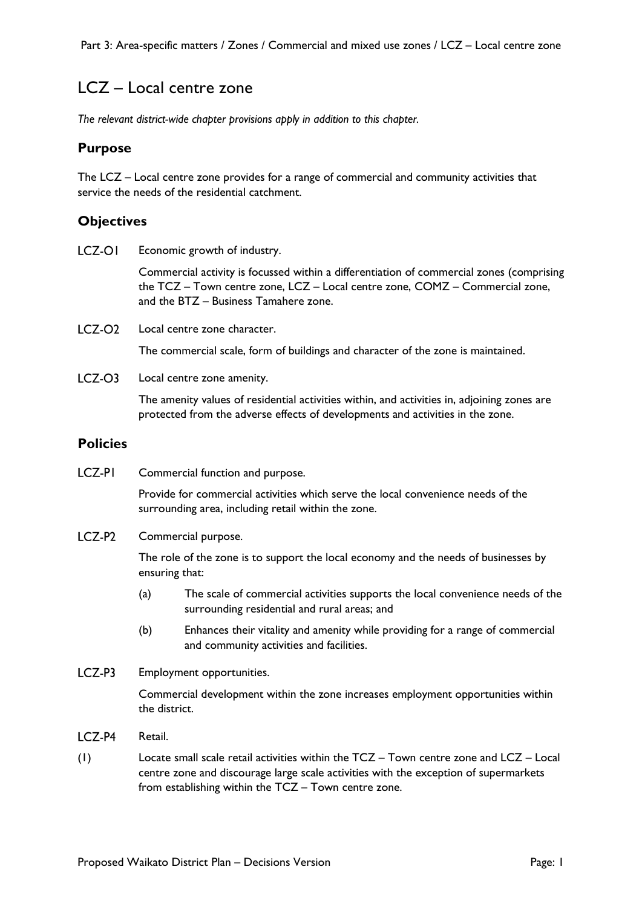# LCZ – Local centre zone

*The relevant district-wide chapter provisions apply in addition to this chapter.*

## Purpose

The LCZ – Local centre zone provides for a range of commercial and community activities that service the needs of the residential catchment.

## Objectives

LCZ-O1 Economic growth of industry.

Commercial activity is focussed within a differentiation of commercial zones (comprising the TCZ – Town centre zone, LCZ – Local centre zone, COMZ – Commercial zone, and the BTZ – Business Tamahere zone.

LCZ-O2 Local centre zone character.

The commercial scale, form of buildings and character of the zone is maintained.

LCZ-O3 Local centre zone amenity.

The amenity values of residential activities within, and activities in, adjoining zones are protected from the adverse effects of developments and activities in the zone.

## Policies

LCZ-P1 Commercial function and purpose.

Provide for commercial activities which serve the local convenience needs of the surrounding area, including retail within the zone.

LCZ-P2 Commercial purpose.

The role of the zone is to support the local economy and the needs of businesses by ensuring that:

(a) The scale of commercial activities supports the local convenience needs of the surrounding residential and rural areas; and

(b) Enhances their vitality and amenity while providing for a range of commercial and community activities and facilities.

LCZ-P3 Employment opportunities.

Commercial development within the zone increases employment opportunities within the district.

LCZ-P4 Retail.

(1) Locate small scale retail activities within the TCZ – Town centre zone and LCZ – Local centre zone and discourage large scale activities with the exception of supermarkets from establishing within the TCZ – Town centre zone.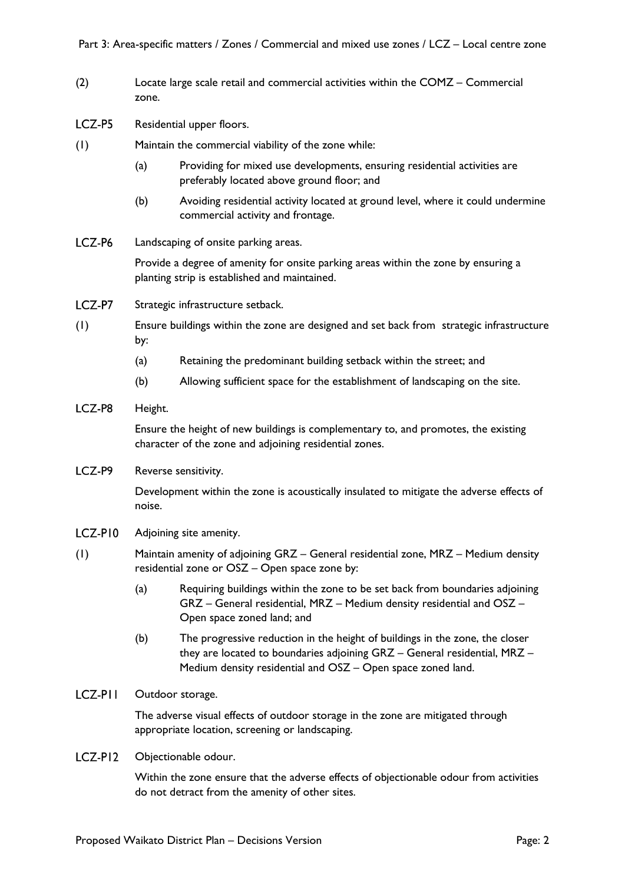(2) Locate large scale retail and commercial activities within the COMZ – Commercial zone.

**LCZ-P5 Residential upper floors.**

(1) Maintain the commercial viability of the zone while:

- (a) Providing for mixed use developments, ensuring residential activities are preferably located above ground floor; and
- (b) Avoiding residential activity located at ground level, where it could undermine commercial activity and frontage.

**LCZ-P6 Landscaping of onsite parking areas.**

Provide a degree of amenity for onsite parking areas within the zone by ensuring a planting strip is established and maintained.

**LCZ-P7 Strategic infrastructure setback.**

(1) Ensure buildings within the zone are designed and set back from strategic infrastructure by:

- (a) Retaining the predominant building setback within the street; and
- (b) Allowing sufficient space for the establishment of landscaping on the site.

**LCZ-P8 Height.**

Ensure the height of new buildings is complementary to, and promotes, the existing character of the zone and adjoining residential zones.

**LCZ-P9 Reverse sensitivity.**

Development within the zone is acoustically insulated to mitigate the adverse effects of noise.

**LCZ-P10 Adjoining site amenity.**

(1) Maintain amenity of adjoining GRZ – General residential zone, MRZ – Medium density residential zone or OSZ – Open space zone by:

- (a) Requiring buildings within the zone to be set back from boundaries adjoining GRZ – General residential, MRZ – Medium density residential and OSZ – Open space zoned land; and
- (b) The progressive reduction in the height of buildings in the zone, the closer they are located to boundaries adjoining GRZ – General residential, MRZ – Medium density residential and OSZ – Open space zoned land.

**LCZ-P11 Outdoor storage.**

The adverse visual effects of outdoor storage in the zone are mitigated through appropriate location, screening or landscaping.

**LCZ-P12 Objectionable odour.**

Within the zone ensure that the adverse effects of objectionable odour from activities do not detract from the amenity of other sites.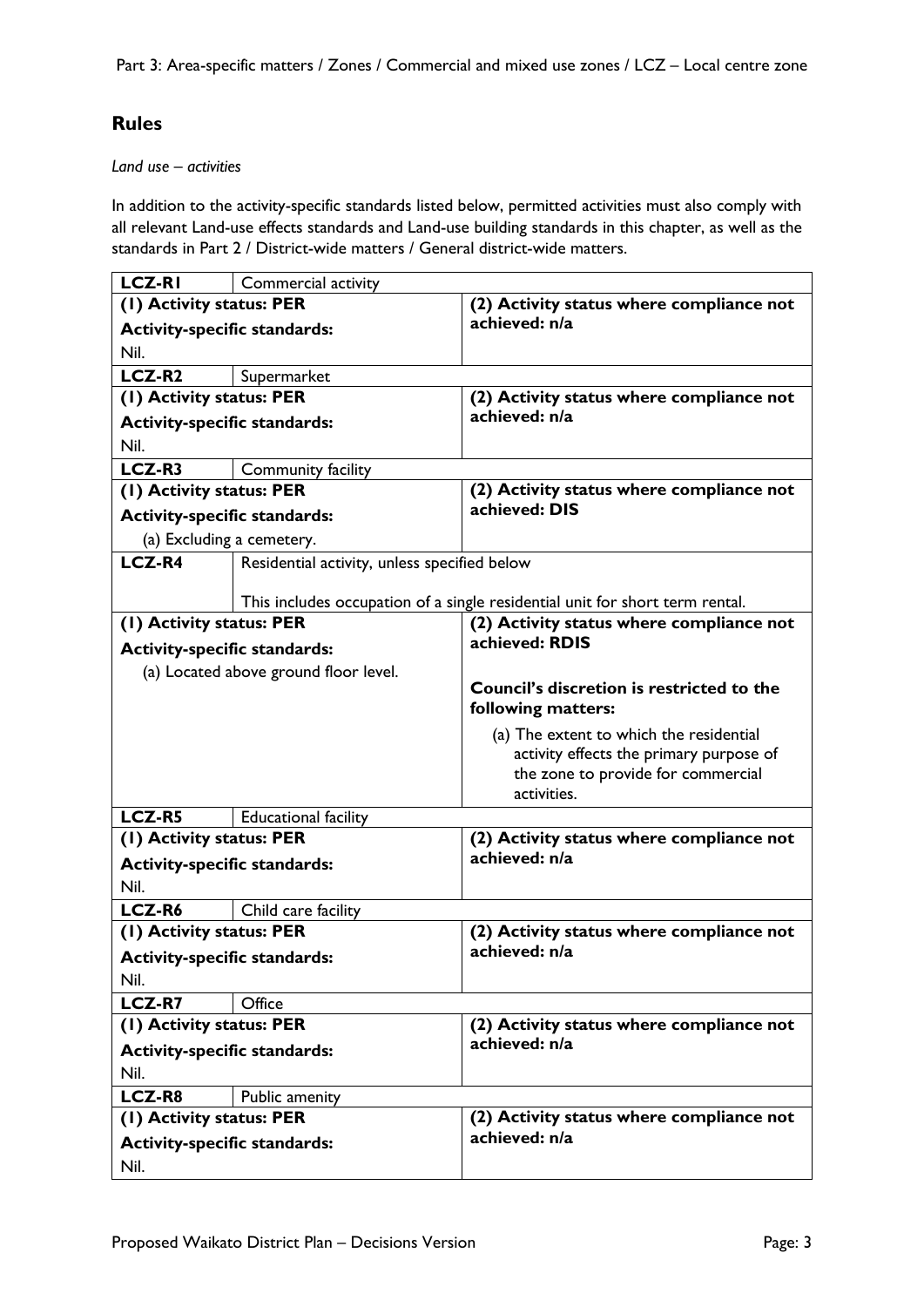## Rules

*Land use – activities*

In addition to the activity-specific standards listed below, permitted activities must also comply with all relevant Land-use effects standards and Land-use building standards in this chapter, as well as the standards in Part 2 / District-wide matters / General district-wide matters.

| **LCZ-R1** | Commercial activity |
|---|---|
| **(1) Activity status: PER**<br>**Activity-specific standards:**<br>Nil. | **(2) Activity status where compliance not achieved: n/a** |
| **LCZ-R2** | Supermarket |
| **(1) Activity status: PER**<br>**Activity-specific standards:**<br>Nil. | **(2) Activity status where compliance not achieved: n/a** |
| **LCZ-R3** | Community facility |
| **(1) Activity status: PER**<br>**Activity-specific standards:**<br>(a) Excluding a cemetery. | **(2) Activity status where compliance not achieved: DIS** |
| **LCZ-R4** | Residential activity, unless specified below<br><br>This includes occupation of a single residential unit for short term rental. |
| **(1) Activity status: PER**<br>**Activity-specific standards:**<br>(a) Located above ground floor level. | **(2) Activity status where compliance not achieved: RDIS**<br><br>**Council's discretion is restricted to the following matters:**<br>(a) The extent to which the residential activity effects the primary purpose of the zone to provide for commercial activities. |
| **LCZ-R5** | Educational facility |
| **(1) Activity status: PER**<br>**Activity-specific standards:**<br>Nil. | **(2) Activity status where compliance not achieved: n/a** |
| **LCZ-R6** | Child care facility |
| **(1) Activity status: PER**<br>**Activity-specific standards:**<br>Nil. | **(2) Activity status where compliance not achieved: n/a** |
| **LCZ-R7** | Office |
| **(1) Activity status: PER**<br>**Activity-specific standards:**<br>Nil. | **(2) Activity status where compliance not achieved: n/a** |
| **LCZ-R8** | Public amenity |
| **(1) Activity status: PER**<br>**Activity-specific standards:**<br>Nil. | **(2) Activity status where compliance not achieved: n/a** |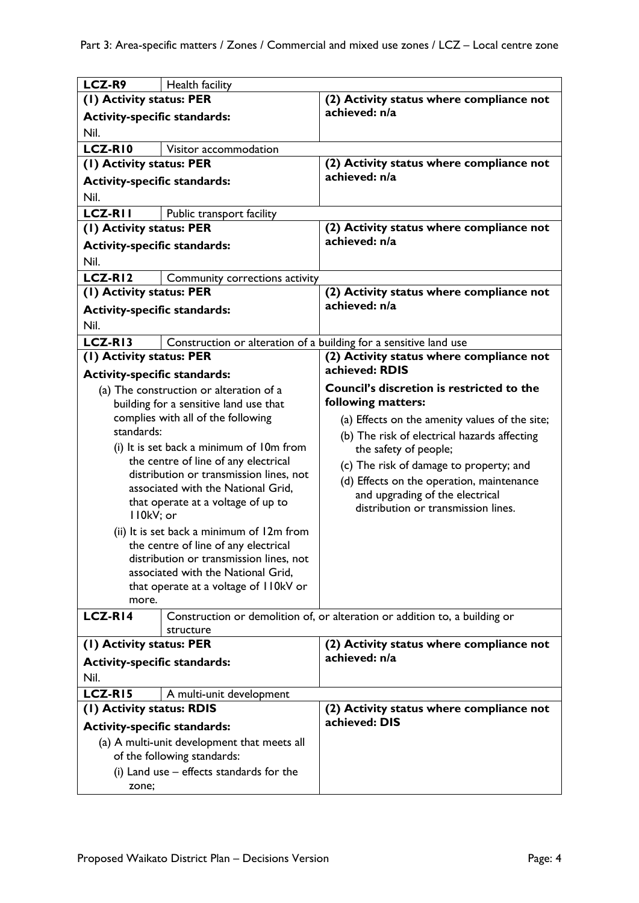| LCZ-R9 | Health facility |
|---|---|
| **(1) Activity status: PER**<br><br>**Activity-specific standards:**<br><br>Nil. | **(2) Activity status where compliance not achieved: n/a** |
| **LCZ-R10** | Visitor accommodation |
| **(1) Activity status: PER**<br><br>**Activity-specific standards:**<br><br>Nil. | **(2) Activity status where compliance not achieved: n/a** |
| **LCZ-R11** | Public transport facility |
| **(1) Activity status: PER**<br><br>**Activity-specific standards:**<br><br>Nil. | **(2) Activity status where compliance not achieved: n/a** |
| **LCZ-R12** | Community corrections activity |
| **(1) Activity status: PER**<br><br>**Activity-specific standards:**<br><br>Nil. | **(2) Activity status where compliance not achieved: n/a** |
| **LCZ-R13** | Construction or alteration of a building for a sensitive land use |
| **(1) Activity status: PER**<br><br>**Activity-specific standards:**<br><br>(a) The construction or alteration of a building for a sensitive land use that complies with all of the following standards:<br>(i) It is set back a minimum of 10m from the centre of line of any electrical distribution or transmission lines, not associated with the National Grid, that operate at a voltage of up to 110kV; or<br>(ii) It is set back a minimum of 12m from the centre of line of any electrical distribution or transmission lines, not associated with the National Grid, that operate at a voltage of 110kV or more. | **(2) Activity status where compliance not achieved: RDIS**<br><br>**Council's discretion is restricted to the following matters:**<br><br>(a) Effects on the amenity values of the site;<br>(b) The risk of electrical hazards affecting the safety of people;<br>(c) The risk of damage to property; and<br>(d) Effects on the operation, maintenance and upgrading of the electrical distribution or transmission lines. |
| **LCZ-R14** | Construction or demolition of, or alteration or addition to, a building or structure |
| **(1) Activity status: PER**<br><br>**Activity-specific standards:**<br><br>Nil. | **(2) Activity status where compliance not achieved: n/a** |
| **LCZ-R15** | A multi-unit development |
| **(1) Activity status: RDIS**<br><br>**Activity-specific standards:**<br><br>(a) A multi-unit development that meets all of the following standards:<br>(i) Land use – effects standards for the zone; | **(2) Activity status where compliance not achieved: DIS** |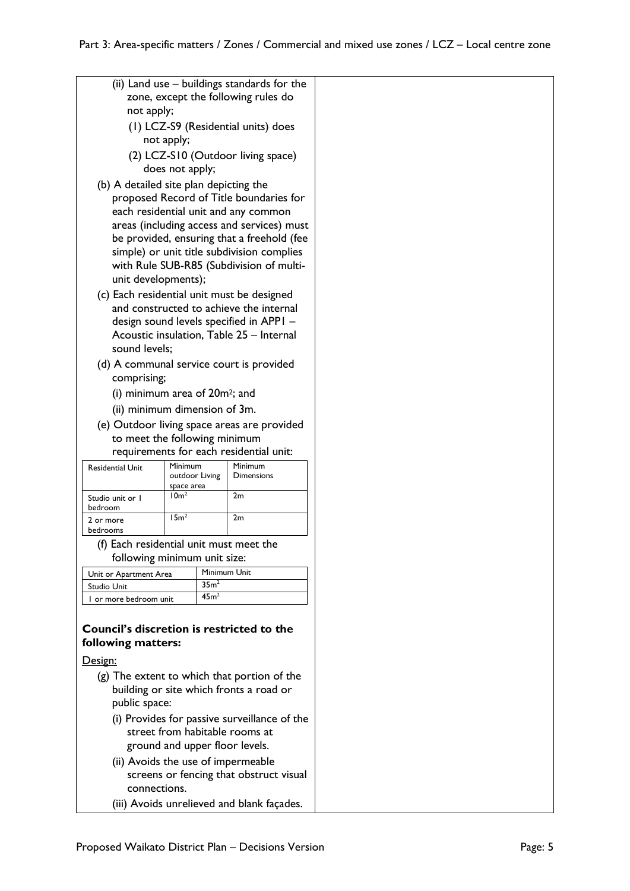(ii) Land use – buildings standards for the zone, except the following rules do not apply;

(1) LCZ-S9 (Residential units) does not apply;

(2) LCZ-S10 (Outdoor living space) does not apply;

(b) A detailed site plan depicting the proposed Record of Title boundaries for each residential unit and any common areas (including access and services) must be provided, ensuring that a freehold (fee simple) or unit title subdivision complies with Rule SUB-R85 (Subdivision of multi-unit developments);

(c) Each residential unit must be designed and constructed to achieve the internal design sound levels specified in APP1 – Acoustic insulation, Table 25 – Internal sound levels;

(d) A communal service court is provided comprising;

(i) minimum area of 20m²; and

(ii) minimum dimension of 3m.

(e) Outdoor living space areas are provided to meet the following minimum requirements for each residential unit:

| Residential Unit | Minimum outdoor Living space area | Minimum Dimensions |
|---|---|---|
| Studio unit or 1 bedroom | 10m² | 2m |
| 2 or more bedrooms | 15m² | 2m |

(f) Each residential unit must meet the following minimum unit size:

| Unit or Apartment Area | Minimum Unit |
|---|---|
| Studio Unit | 35m² |
| 1 or more bedroom unit | 45m² |

**Council's discretion is restricted to the following matters:**

Design:

(g) The extent to which that portion of the building or site which fronts a road or public space:

(i) Provides for passive surveillance of the street from habitable rooms at ground and upper floor levels.

(ii) Avoids the use of impermeable screens or fencing that obstruct visual connections.

(iii) Avoids unrelieved and blank façades.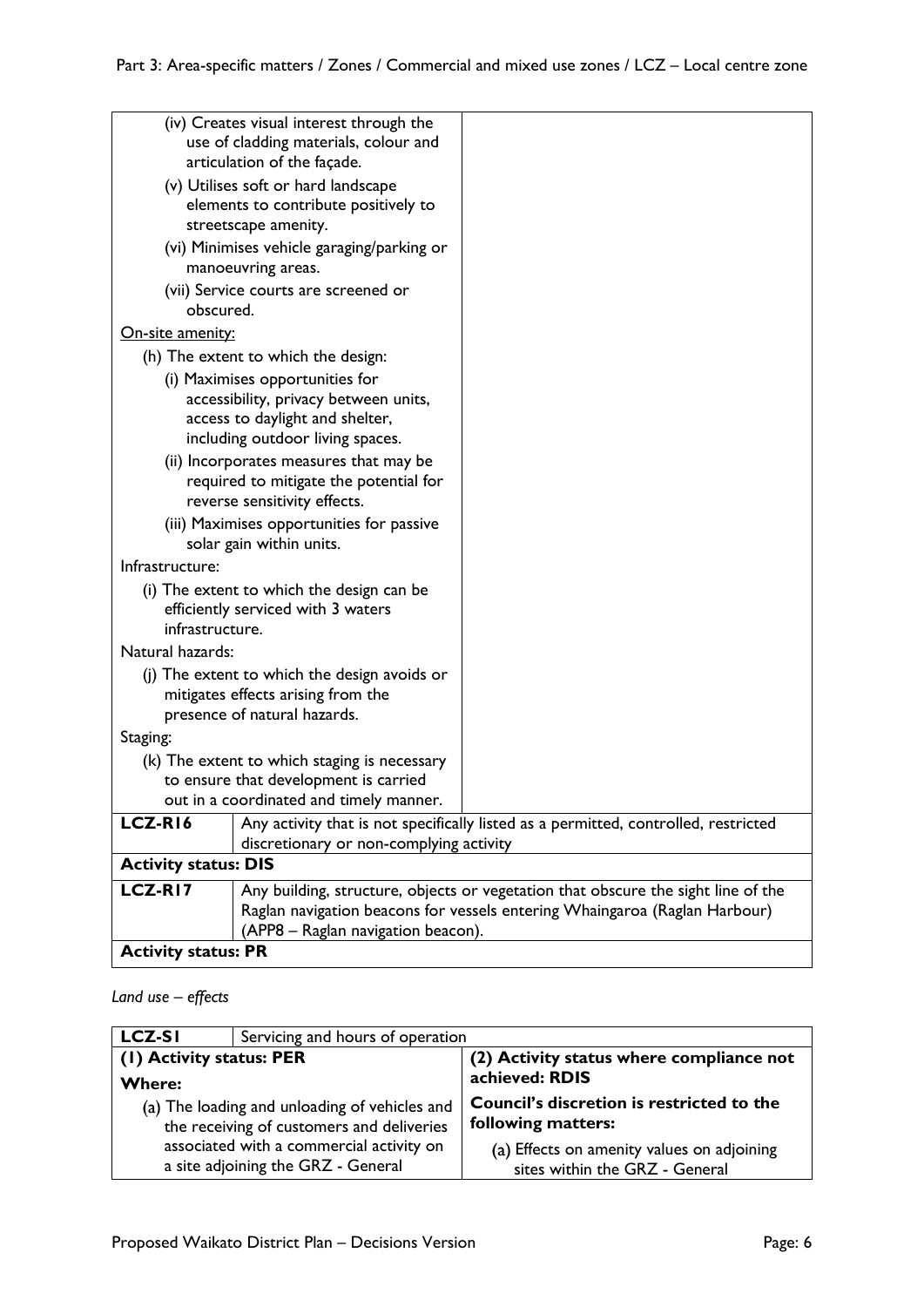| | |
|---|---|
| (iv) Creates visual interest through the use of cladding materials, colour and articulation of the façade.<br>(v) Utilises soft or hard landscape elements to contribute positively to streetscape amenity.<br>(vi) Minimises vehicle garaging/parking or manoeuvring areas.<br>(vii) Service courts are screened or obscured.<br>On-site amenity:<br>(h) The extent to which the design:<br>(i) Maximises opportunities for accessibility, privacy between units, access to daylight and shelter, including outdoor living spaces.<br>(ii) Incorporates measures that may be required to mitigate the potential for reverse sensitivity effects.<br>(iii) Maximises opportunities for passive solar gain within units.<br>Infrastructure:<br>(i) The extent to which the design can be efficiently serviced with 3 waters infrastructure.<br>Natural hazards:<br>(j) The extent to which the design avoids or mitigates effects arising from the presence of natural hazards.<br>Staging:<br>(k) The extent to which staging is necessary to ensure that development is carried out in a coordinated and timely manner. | |
| **LCZ-R16** | Any activity that is not specifically listed as a permitted, controlled, restricted discretionary or non-complying activity |
| **Activity status: DIS** | |
| **LCZ-R17** | Any building, structure, objects or vegetation that obscure the sight line of the Raglan navigation beacons for vessels entering Whaingaroa (Raglan Harbour) (APP8 – Raglan navigation beacon). |
| **Activity status: PR** | |

*Land use – effects*

| **LCZ-S1** | Servicing and hours of operation |
|---|---|
| **(1) Activity status: PER**<br>**Where:**<br>(a) The loading and unloading of vehicles and the receiving of customers and deliveries associated with a commercial activity on a site adjoining the GRZ - General | **(2) Activity status where compliance not achieved: RDIS**<br>**Council's discretion is restricted to the following matters:**<br>(a) Effects on amenity values on adjoining sites within the GRZ - General |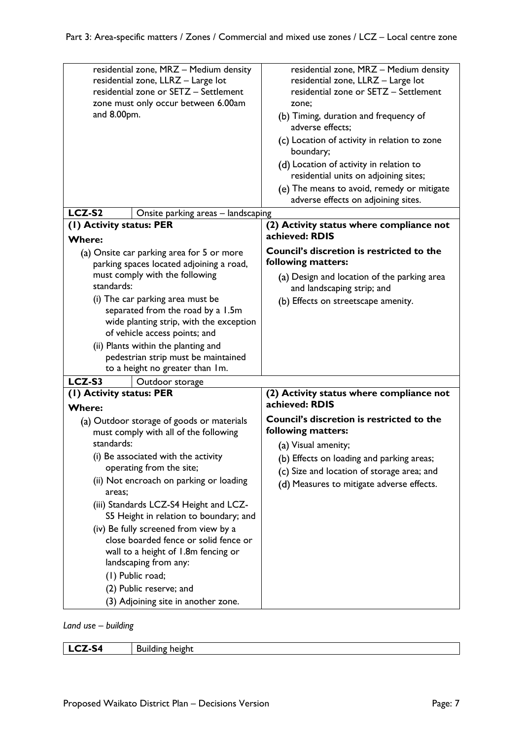| | |
|---|---|
| residential zone, MRZ – Medium density residential zone, LLRZ – Large lot residential zone or SETZ – Settlement zone must only occur between 6.00am and 8.00pm. | residential zone, MRZ – Medium density residential zone, LLRZ – Large lot residential zone or SETZ – Settlement zone;<br>(b) Timing, duration and frequency of adverse effects;<br>(c) Location of activity in relation to zone boundary;<br>(d) Location of activity in relation to residential units on adjoining sites;<br>(e) The means to avoid, remedy or mitigate adverse effects on adjoining sites. |
| **LCZ-S2** Onsite parking areas – landscaping | |
| **(1) Activity status: PER**<br>**Where:**<br>(a) Onsite car parking area for 5 or more parking spaces located adjoining a road, must comply with the following standards:<br>(i) The car parking area must be separated from the road by a 1.5m wide planting strip, with the exception of vehicle access points; and<br>(ii) Plants within the planting and pedestrian strip must be maintained to a height no greater than 1m. | **(2) Activity status where compliance not achieved: RDIS**<br>**Council's discretion is restricted to the following matters:**<br>(a) Design and location of the parking area and landscaping strip; and<br>(b) Effects on streetscape amenity. |
| **LCZ-S3** Outdoor storage | |
| **(1) Activity status: PER**<br>**Where:**<br>(a) Outdoor storage of goods or materials must comply with all of the following standards:<br>(i) Be associated with the activity operating from the site;<br>(ii) Not encroach on parking or loading areas;<br>(iii) Standards LCZ-S4 Height and LCZ-S5 Height in relation to boundary; and<br>(iv) Be fully screened from view by a close boarded fence or solid fence or wall to a height of 1.8m fencing or landscaping from any:<br>(1) Public road;<br>(2) Public reserve; and<br>(3) Adjoining site in another zone. | **(2) Activity status where compliance not achieved: RDIS**<br>**Council's discretion is restricted to the following matters:**<br>(a) Visual amenity;<br>(b) Effects on loading and parking areas;<br>(c) Size and location of storage area; and<br>(d) Measures to mitigate adverse effects. |

*Land use – building*

| **LCZ-S4** | Building height |
|---|---|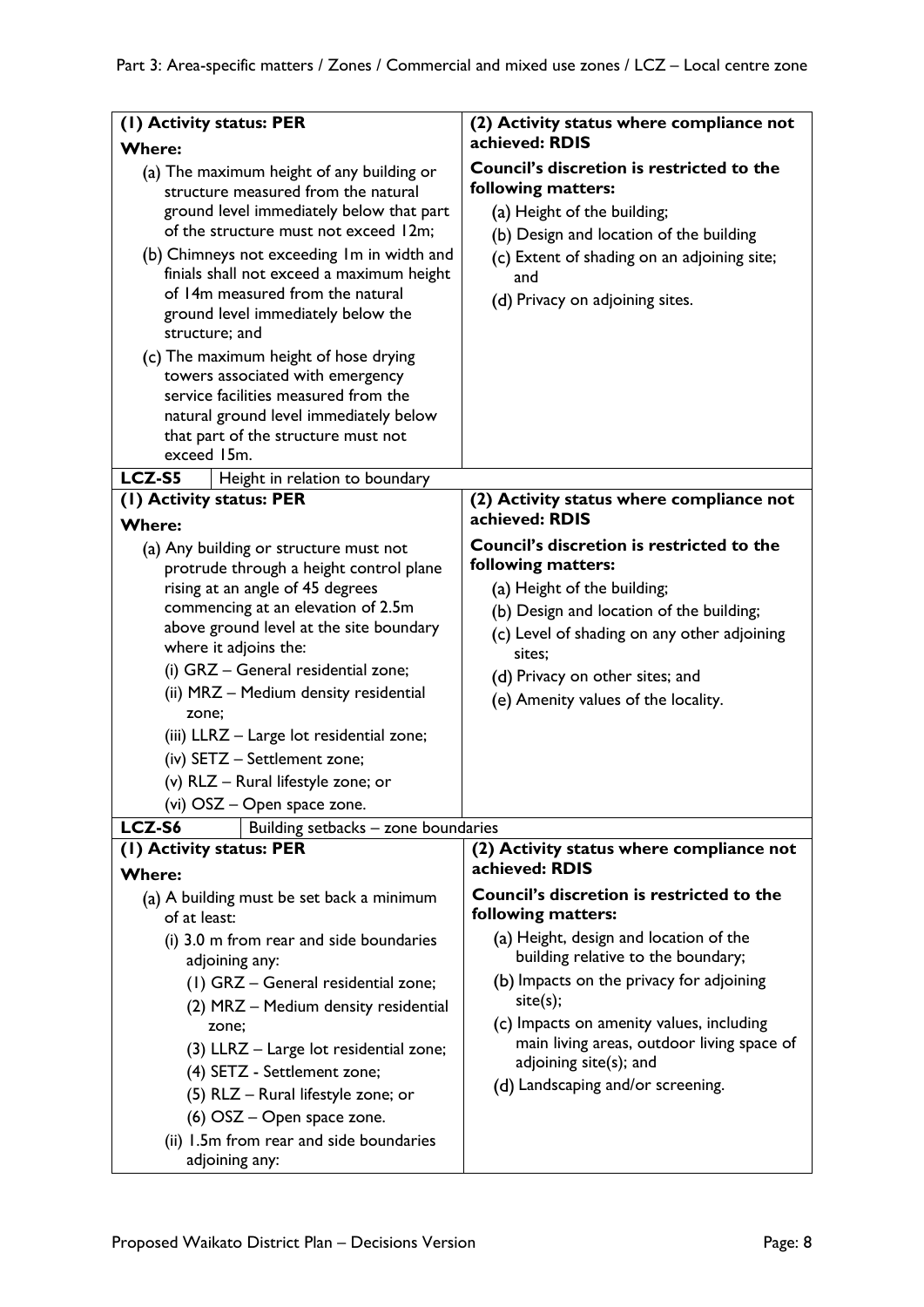| (1) Activity status: PER | (2) Activity status where compliance not achieved: RDIS |
|---|---|
| **Where:**<br>(a) The maximum height of any building or structure measured from the natural ground level immediately below that part of the structure must not exceed 12m;<br>(b) Chimneys not exceeding 1m in width and finials shall not exceed a maximum height of 14m measured from the natural ground level immediately below the structure; and<br>(c) The maximum height of hose drying towers associated with emergency service facilities measured from the natural ground level immediately below that part of the structure must not exceed 15m. | **Council's discretion is restricted to the following matters:**<br>(a) Height of the building;<br>(b) Design and location of the building<br>(c) Extent of shading on an adjoining site; and<br>(d) Privacy on adjoining sites. |
| **LCZ-S5** Height in relation to boundary | |
| **(1) Activity status: PER** | **(2) Activity status where compliance not achieved: RDIS** |
| **Where:**<br>(a) Any building or structure must not protrude through a height control plane rising at an angle of 45 degrees commencing at an elevation of 2.5m above ground level at the site boundary where it adjoins the:<br>(i) GRZ – General residential zone;<br>(ii) MRZ – Medium density residential zone;<br>(iii) LLRZ – Large lot residential zone;<br>(iv) SETZ – Settlement zone;<br>(v) RLZ – Rural lifestyle zone; or<br>(vi) OSZ – Open space zone. | **Council's discretion is restricted to the following matters:**<br>(a) Height of the building;<br>(b) Design and location of the building;<br>(c) Level of shading on any other adjoining sites;<br>(d) Privacy on other sites; and<br>(e) Amenity values of the locality. |
| **LCZ-S6** Building setbacks – zone boundaries | |
| **(1) Activity status: PER** | **(2) Activity status where compliance not achieved: RDIS** |
| **Where:**<br>(a) A building must be set back a minimum of at least:<br>(i) 3.0 m from rear and side boundaries adjoining any:<br>(1) GRZ – General residential zone;<br>(2) MRZ – Medium density residential zone;<br>(3) LLRZ – Large lot residential zone;<br>(4) SETZ - Settlement zone;<br>(5) RLZ – Rural lifestyle zone; or<br>(6) OSZ – Open space zone.<br>(ii) 1.5m from rear and side boundaries adjoining any: | **Council's discretion is restricted to the following matters:**<br>(a) Height, design and location of the building relative to the boundary;<br>(b) Impacts on the privacy for adjoining site(s);<br>(c) Impacts on amenity values, including main living areas, outdoor living space of adjoining site(s); and<br>(d) Landscaping and/or screening. |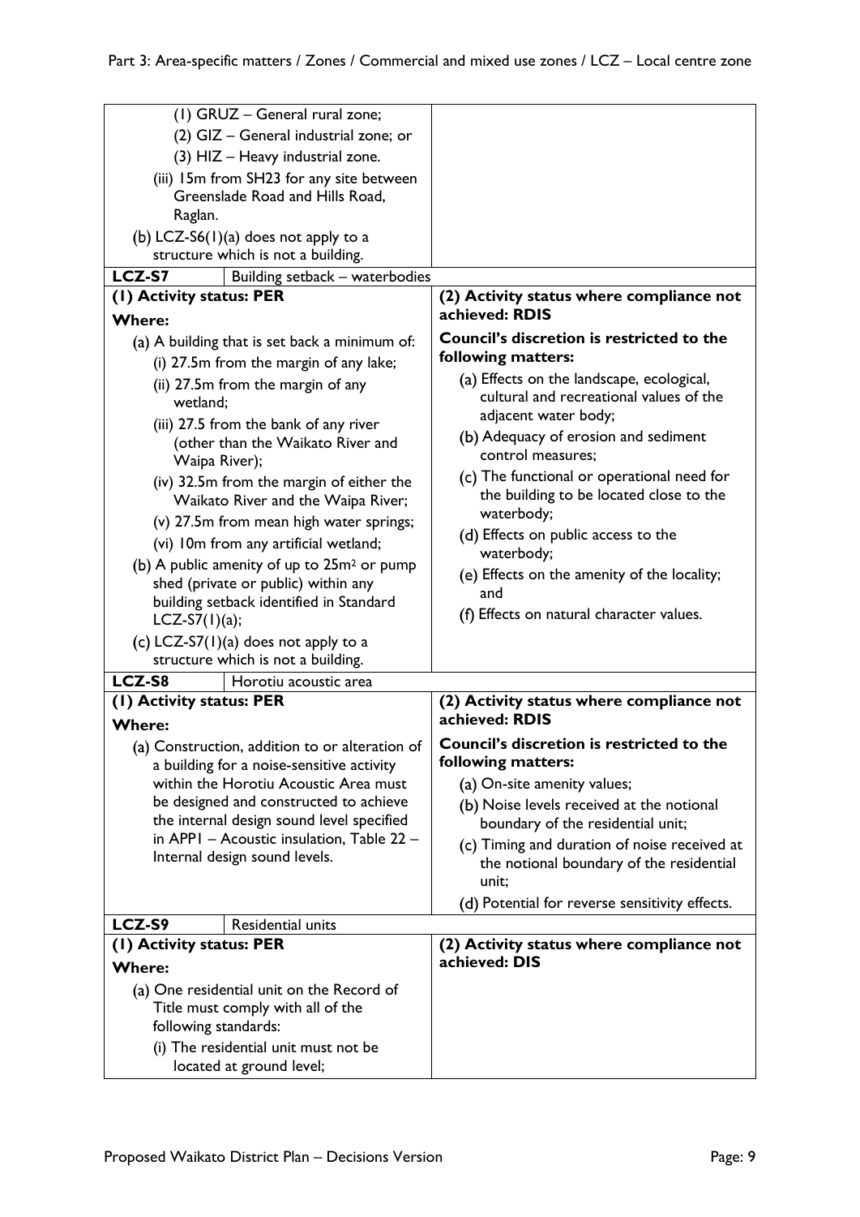| | |
|---|---|
| (1) GRUZ – General rural zone;<br>(2) GIZ – General industrial zone; or<br>(3) HIZ – Heavy industrial zone.<br>(iii) 15m from SH23 for any site between Greenslade Road and Hills Road, Raglan.<br>(b) LCZ-S6(1)(a) does not apply to a structure which is not a building. | |
| **LCZ-S7** Building setback – waterbodies | |
| **(1) Activity status: PER**<br>**Where:**<br>(a) A building that is set back a minimum of:<br>(i) 27.5m from the margin of any lake;<br>(ii) 27.5m from the margin of any wetland;<br>(iii) 27.5 from the bank of any river (other than the Waikato River and Waipa River);<br>(iv) 32.5m from the margin of either the Waikato River and the Waipa River;<br>(v) 27.5m from mean high water springs;<br>(vi) 10m from any artificial wetland;<br>(b) A public amenity of up to 25m² or pump shed (private or public) within any building setback identified in Standard LCZ-S7(1)(a);<br>(c) LCZ-S7(1)(a) does not apply to a structure which is not a building. | **(2) Activity status where compliance not achieved: RDIS**<br>**Council's discretion is restricted to the following matters:**<br>(a) Effects on the landscape, ecological, cultural and recreational values of the adjacent water body;<br>(b) Adequacy of erosion and sediment control measures;<br>(c) The functional or operational need for the building to be located close to the waterbody;<br>(d) Effects on public access to the waterbody;<br>(e) Effects on the amenity of the locality; and<br>(f) Effects on natural character values. |
| **LCZ-S8** Horotiu acoustic area | |
| **(1) Activity status: PER**<br>**Where:**<br>(a) Construction, addition to or alteration of a building for a noise-sensitive activity within the Horotiu Acoustic Area must be designed and constructed to achieve the internal design sound level specified in APP1 – Acoustic insulation, Table 22 – Internal design sound levels. | **(2) Activity status where compliance not achieved: RDIS**<br>**Council's discretion is restricted to the following matters:**<br>(a) On-site amenity values;<br>(b) Noise levels received at the notional boundary of the residential unit;<br>(c) Timing and duration of noise received at the notional boundary of the residential unit;<br>(d) Potential for reverse sensitivity effects. |
| **LCZ-S9** Residential units | |
| **(1) Activity status: PER**<br>**Where:**<br>(a) One residential unit on the Record of Title must comply with all of the following standards:<br>(i) The residential unit must not be located at ground level; | **(2) Activity status where compliance not achieved: DIS** |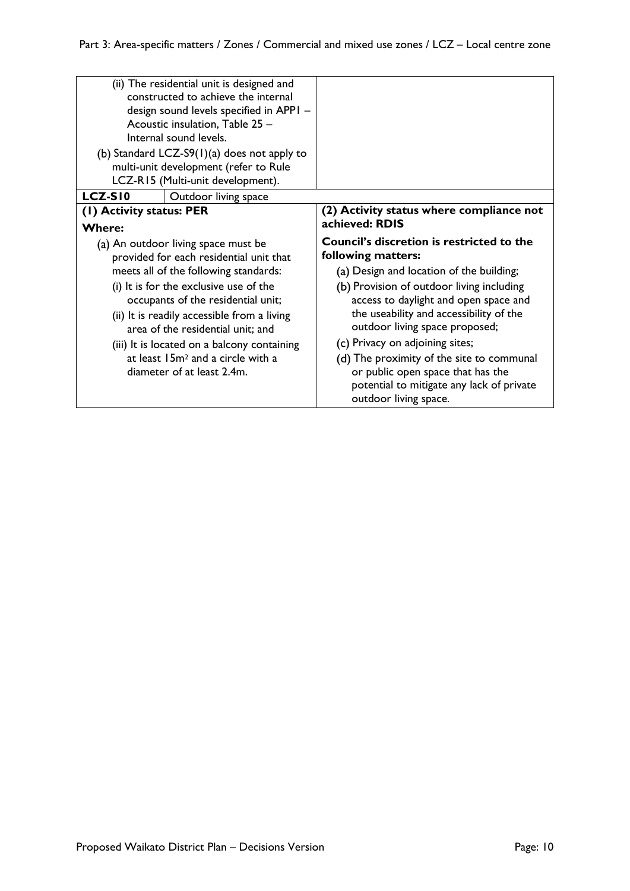| | |
|---|---|
| (ii) The residential unit is designed and constructed to achieve the internal design sound levels specified in APP1 – Acoustic insulation, Table 25 – Internal sound levels.<br>(b) Standard LCZ-S9(1)(a) does not apply to multi-unit development (refer to Rule LCZ-R15 (Multi-unit development). | |
| **LCZ-S10** Outdoor living space | |
| **(1) Activity status: PER**<br>**Where:**<br>(a) An outdoor living space must be provided for each residential unit that meets all of the following standards:<br>(i) It is for the exclusive use of the occupants of the residential unit;<br>(ii) It is readily accessible from a living area of the residential unit; and<br>(iii) It is located on a balcony containing at least 15m² and a circle with a diameter of at least 2.4m. | **(2) Activity status where compliance not achieved: RDIS**<br>**Council's discretion is restricted to the following matters:**<br>(a) Design and location of the building;<br>(b) Provision of outdoor living including access to daylight and open space and the useability and accessibility of the outdoor living space proposed;<br>(c) Privacy on adjoining sites;<br>(d) The proximity of the site to communal or public open space that has the potential to mitigate any lack of private outdoor living space. |